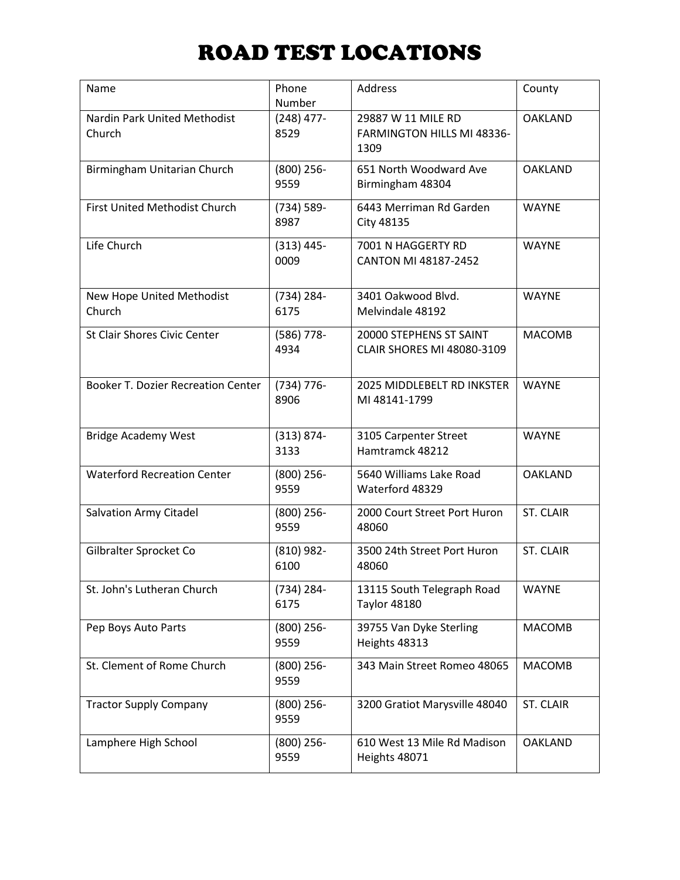# ROAD TEST LOCATIONS

| Name | Phone Number | Address | County |
|---|---|---|---|
| Nardin Park United Methodist Church | (248) 477-8529 | 29887 W 11 MILE RD FARMINGTON HILLS MI 48336-1309 | OAKLAND |
| Birmingham Unitarian Church | (800) 256-9559 | 651 North Woodward Ave Birmingham 48304 | OAKLAND |
| First United Methodist Church | (734) 589-8987 | 6443 Merriman Rd Garden City 48135 | WAYNE |
| Life Church | (313) 445-0009 | 7001 N HAGGERTY RD CANTON MI 48187-2452 | WAYNE |
| New Hope United Methodist Church | (734) 284-6175 | 3401 Oakwood Blvd. Melvindale 48192 | WAYNE |
| St Clair Shores Civic Center | (586) 778-4934 | 20000 STEPHENS ST SAINT CLAIR SHORES MI 48080-3109 | MACOMB |
| Booker T. Dozier Recreation Center | (734) 776-8906 | 2025 MIDDLEBELT RD INKSTER MI 48141-1799 | WAYNE |
| Bridge Academy West | (313) 874-3133 | 3105 Carpenter Street Hamtramck 48212 | WAYNE |
| Waterford Recreation Center | (800) 256-9559 | 5640 Williams Lake Road Waterford 48329 | OAKLAND |
| Salvation Army Citadel | (800) 256-9559 | 2000 Court Street Port Huron 48060 | ST. CLAIR |
| Gilbralter Sprocket Co | (810) 982-6100 | 3500 24th Street Port Huron 48060 | ST. CLAIR |
| St. John's Lutheran Church | (734) 284-6175 | 13115 South Telegraph Road Taylor 48180 | WAYNE |
| Pep Boys Auto Parts | (800) 256-9559 | 39755 Van Dyke Sterling Heights 48313 | MACOMB |
| St. Clement of Rome Church | (800) 256-9559 | 343 Main Street Romeo 48065 | MACOMB |
| Tractor Supply Company | (800) 256-9559 | 3200 Gratiot Marysville 48040 | ST. CLAIR |
| Lamphere High School | (800) 256-9559 | 610 West 13 Mile Rd Madison Heights 48071 | OAKLAND |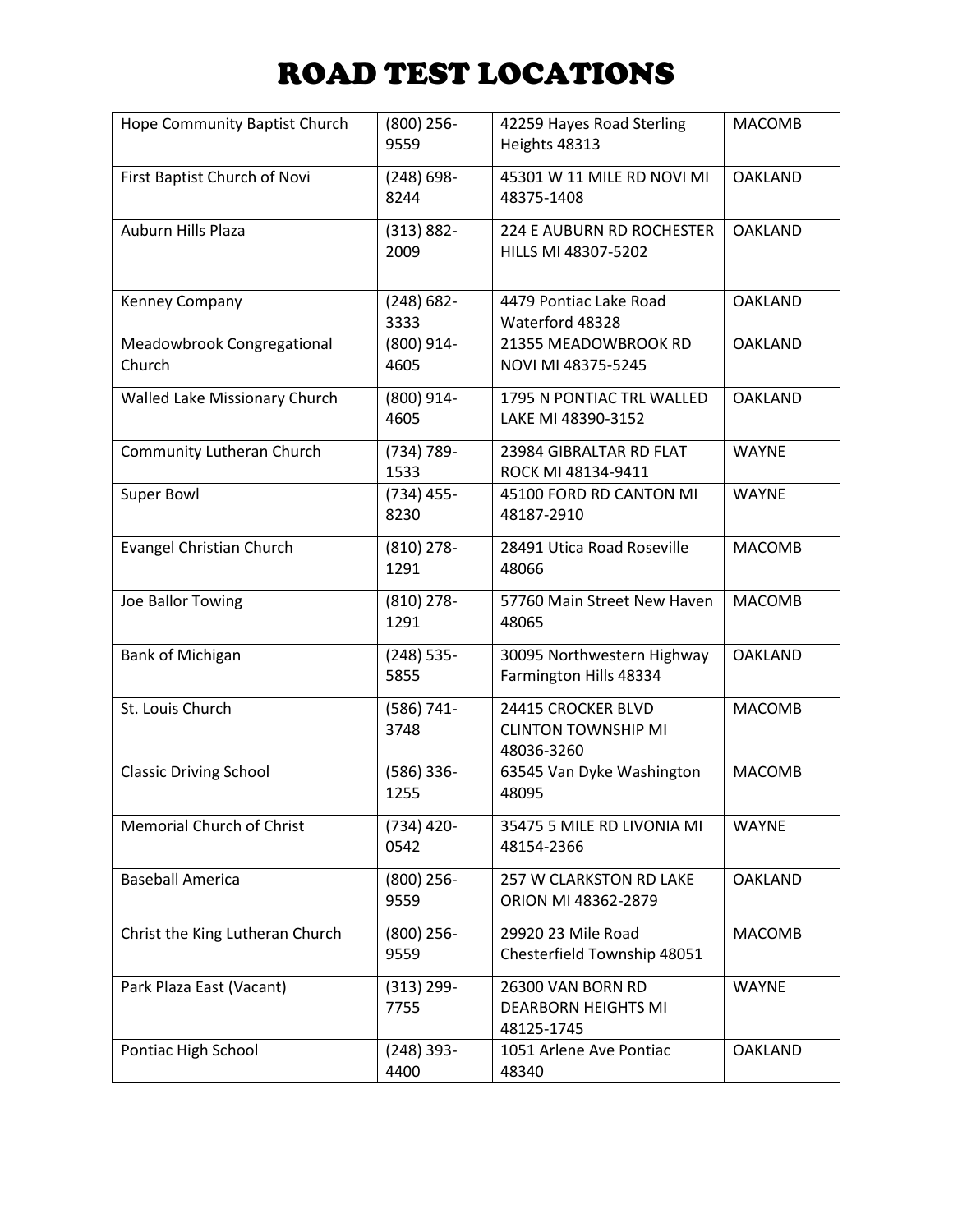# ROAD TEST LOCATIONS

| | | | |
|---|---|---|---|
| Hope Community Baptist Church | (800) 256-9559 | 42259 Hayes Road Sterling Heights 48313 | MACOMB |
| First Baptist Church of Novi | (248) 698-8244 | 45301 W 11 MILE RD NOVI MI 48375-1408 | OAKLAND |
| Auburn Hills Plaza | (313) 882-2009 | 224 E AUBURN RD ROCHESTER HILLS MI 48307-5202 | OAKLAND |
| Kenney Company | (248) 682-3333 | 4479 Pontiac Lake Road Waterford 48328 | OAKLAND |
| Meadowbrook Congregational Church | (800) 914-4605 | 21355 MEADOWBROOK RD NOVI MI 48375-5245 | OAKLAND |
| Walled Lake Missionary Church | (800) 914-4605 | 1795 N PONTIAC TRL WALLED LAKE MI 48390-3152 | OAKLAND |
| Community Lutheran Church | (734) 789-1533 | 23984 GIBRALTAR RD FLAT ROCK MI 48134-9411 | WAYNE |
| Super Bowl | (734) 455-8230 | 45100 FORD RD CANTON MI 48187-2910 | WAYNE |
| Evangel Christian Church | (810) 278-1291 | 28491 Utica Road Roseville 48066 | MACOMB |
| Joe Ballor Towing | (810) 278-1291 | 57760 Main Street New Haven 48065 | MACOMB |
| Bank of Michigan | (248) 535-5855 | 30095 Northwestern Highway Farmington Hills 48334 | OAKLAND |
| St. Louis Church | (586) 741-3748 | 24415 CROCKER BLVD CLINTON TOWNSHIP MI 48036-3260 | MACOMB |
| Classic Driving School | (586) 336-1255 | 63545 Van Dyke Washington 48095 | MACOMB |
| Memorial Church of Christ | (734) 420-0542 | 35475 5 MILE RD LIVONIA MI 48154-2366 | WAYNE |
| Baseball America | (800) 256-9559 | 257 W CLARKSTON RD LAKE ORION MI 48362-2879 | OAKLAND |
| Christ the King Lutheran Church | (800) 256-9559 | 29920 23 Mile Road Chesterfield Township 48051 | MACOMB |
| Park Plaza East (Vacant) | (313) 299-7755 | 26300 VAN BORN RD DEARBORN HEIGHTS MI 48125-1745 | WAYNE |
| Pontiac High School | (248) 393-4400 | 1051 Arlene Ave Pontiac 48340 | OAKLAND |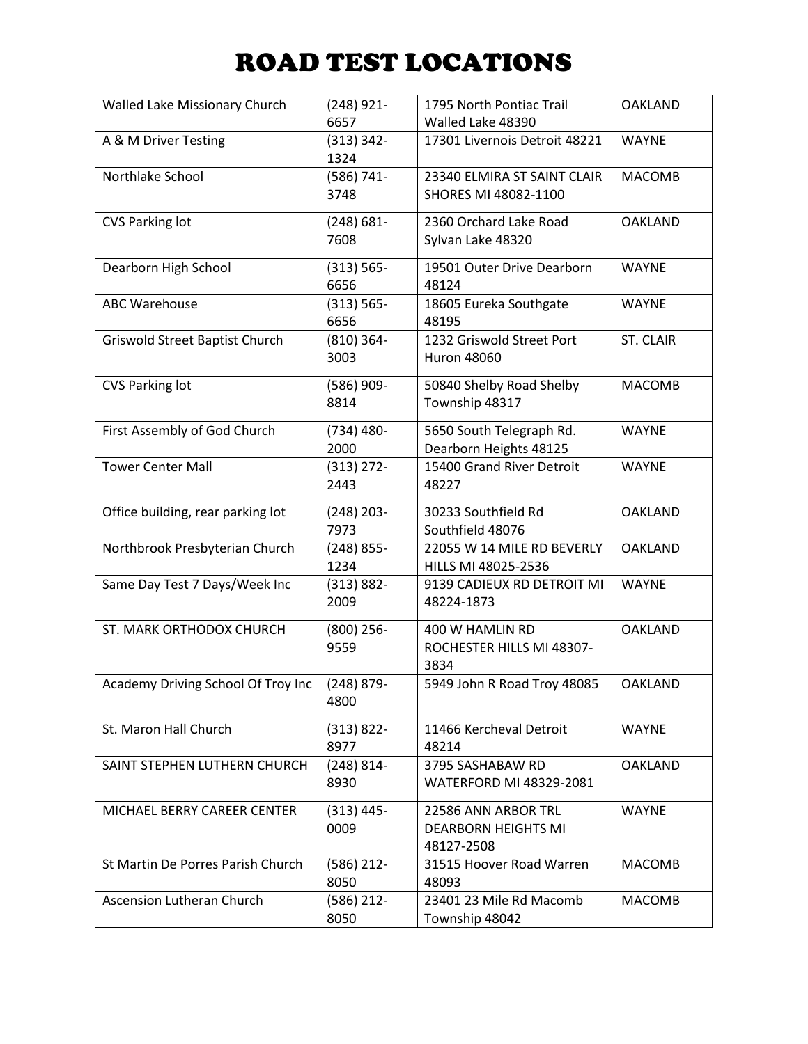# ROAD TEST LOCATIONS

| | | | |
|---|---|---|---|
| Walled Lake Missionary Church | (248) 921-6657 | 1795 North Pontiac Trail Walled Lake 48390 | OAKLAND |
| A & M Driver Testing | (313) 342-1324 | 17301 Livernois Detroit 48221 | WAYNE |
| Northlake School | (586) 741-3748 | 23340 ELMIRA ST SAINT CLAIR SHORES MI 48082-1100 | MACOMB |
| CVS Parking lot | (248) 681-7608 | 2360 Orchard Lake Road Sylvan Lake 48320 | OAKLAND |
| Dearborn High School | (313) 565-6656 | 19501 Outer Drive Dearborn 48124 | WAYNE |
| ABC Warehouse | (313) 565-6656 | 18605 Eureka Southgate 48195 | WAYNE |
| Griswold Street Baptist Church | (810) 364-3003 | 1232 Griswold Street Port Huron 48060 | ST. CLAIR |
| CVS Parking lot | (586) 909-8814 | 50840 Shelby Road Shelby Township 48317 | MACOMB |
| First Assembly of God Church | (734) 480-2000 | 5650 South Telegraph Rd. Dearborn Heights 48125 | WAYNE |
| Tower Center Mall | (313) 272-2443 | 15400 Grand River Detroit 48227 | WAYNE |
| Office building, rear parking lot | (248) 203-7973 | 30233 Southfield Rd Southfield 48076 | OAKLAND |
| Northbrook Presbyterian Church | (248) 855-1234 | 22055 W 14 MILE RD BEVERLY HILLS MI 48025-2536 | OAKLAND |
| Same Day Test 7 Days/Week Inc | (313) 882-2009 | 9139 CADIEUX RD DETROIT MI 48224-1873 | WAYNE |
| ST. MARK ORTHODOX CHURCH | (800) 256-9559 | 400 W HAMLIN RD ROCHESTER HILLS MI 48307-3834 | OAKLAND |
| Academy Driving School Of Troy Inc | (248) 879-4800 | 5949 John R Road Troy 48085 | OAKLAND |
| St. Maron Hall Church | (313) 822-8977 | 11466 Kercheval Detroit 48214 | WAYNE |
| SAINT STEPHEN LUTHERN CHURCH | (248) 814-8930 | 3795 SASHABAW RD WATERFORD MI 48329-2081 | OAKLAND |
| MICHAEL BERRY CAREER CENTER | (313) 445-0009 | 22586 ANN ARBOR TRL DEARBORN HEIGHTS MI 48127-2508 | WAYNE |
| St Martin De Porres Parish Church | (586) 212-8050 | 31515 Hoover Road Warren 48093 | MACOMB |
| Ascension Lutheran Church | (586) 212-8050 | 23401 23 Mile Rd Macomb Township 48042 | MACOMB |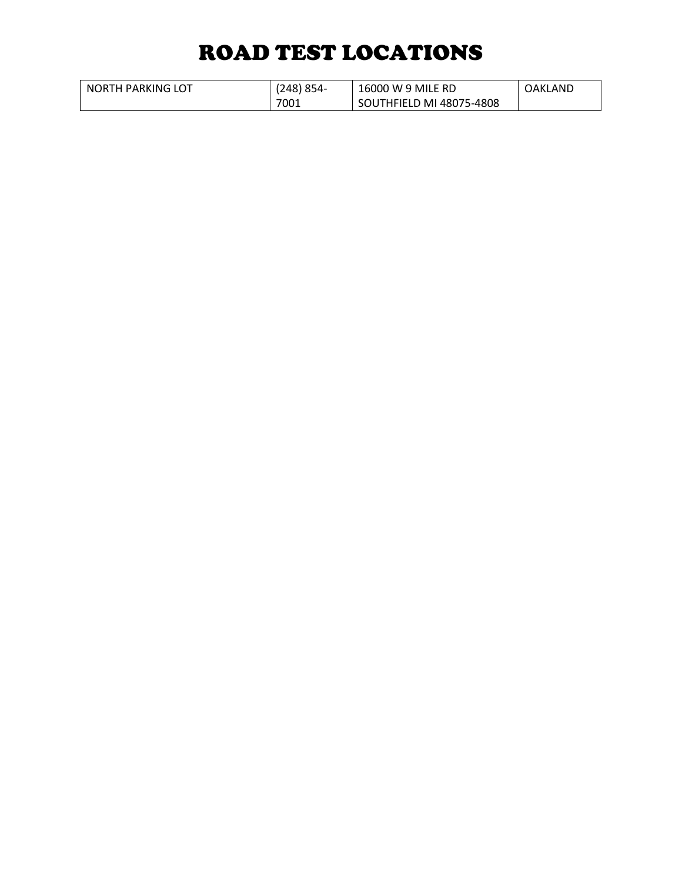# ROAD TEST LOCATIONS

| | | | |
|---|---|---|---|
| NORTH PARKING LOT | (248) 854-7001 | 16000 W 9 MILE RD SOUTHFIELD MI 48075-4808 | OAKLAND |